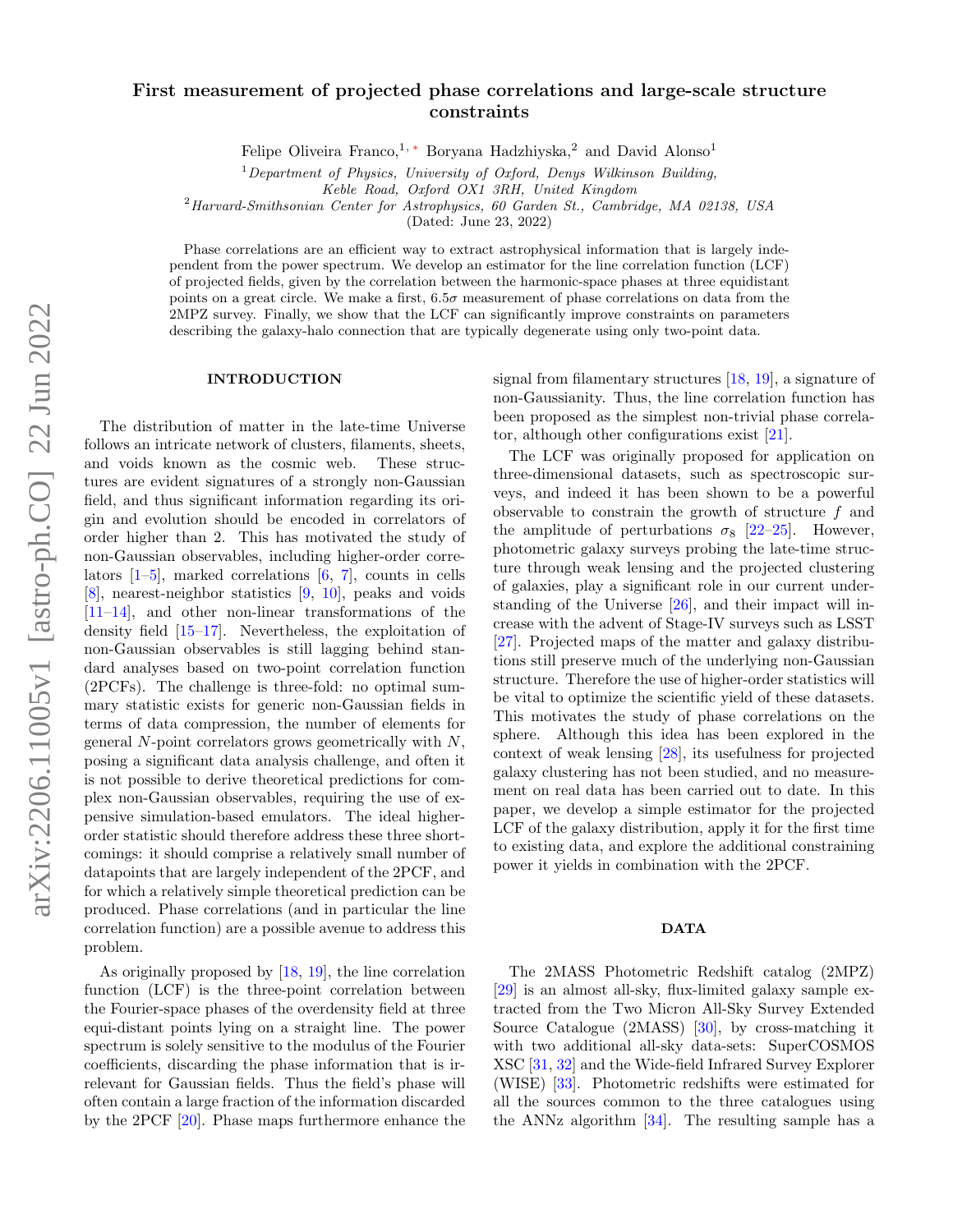# First measurement of projected phase correlations and large-scale structure constraints

Felipe Oliveira Franco,[1,*] Boryana Hadzhiyska,[2] and David Alonso[1]

[1] *Department of Physics, University of Oxford, Denys Wilkinson Building, Keble Road, Oxford OX1 3RH, United Kingdom*
[2] *Harvard-Smithsonian Center for Astrophysics, 60 Garden St., Cambridge, MA 02138, USA*

(Dated: June 23, 2022)

Phase correlations are an efficient way to extract astrophysical information that is largely independent from the power spectrum. We develop an estimator for the line correlation function (LCF) of projected fields, given by the correlation between the harmonic-space phases at three equidistant points on a great circle. We make a first, $6.5\sigma$ measurement of phase correlations on data from the 2MPZ survey. Finally, we show that the LCF can significantly improve constraints on parameters describing the galaxy-halo connection that are typically degenerate using only two-point data.

## INTRODUCTION

The distribution of matter in the late-time Universe follows an intricate network of clusters, filaments, sheets, and voids known as the cosmic web. These structures are evident signatures of a strongly non-Gaussian field, and thus significant information regarding its origin and evolution should be encoded in correlators of order higher than 2. This has motivated the study of non-Gaussian observables, including higher-order correlators [1–5], marked correlations [6, 7], counts in cells [8], nearest-neighbor statistics [9, 10], peaks and voids [11–14], and other non-linear transformations of the density field [15–17]. Nevertheless, the exploitation of non-Gaussian observables is still lagging behind standard analyses based on two-point correlation function (2PCFs). The challenge is three-fold: no optimal summary statistic exists for generic non-Gaussian fields in terms of data compression, the number of elements for general $N$-point correlators grows geometrically with $N$, posing a significant data analysis challenge, and often it is not possible to derive theoretical predictions for complex non-Gaussian observables, requiring the use of expensive simulation-based emulators. The ideal higher-order statistic should therefore address these three shortcomings: it should comprise a relatively small number of datapoints that are largely independent of the 2PCF, and for which a relatively simple theoretical prediction can be produced. Phase correlations (and in particular the line correlation function) are a possible avenue to address this problem.

As originally proposed by [18, 19], the line correlation function (LCF) is the three-point correlation between the Fourier-space phases of the overdensity field at three equi-distant points lying on a straight line. The power spectrum is solely sensitive to the modulus of the Fourier coefficients, discarding the phase information that is irrelevant for Gaussian fields. Thus the field's phase will often contain a large fraction of the information discarded by the 2PCF [20]. Phase maps furthermore enhance the signal from filamentary structures [18, 19], a signature of non-Gaussianity. Thus, the line correlation function has been proposed as the simplest non-trivial phase correlator, although other configurations exist [21].

The LCF was originally proposed for application on three-dimensional datasets, such as spectroscopic surveys, and indeed it has been shown to be a powerful observable to constrain the growth of structure $f$ and the amplitude of perturbations $\sigma_8$ [22–25]. However, photometric galaxy surveys probing the late-time structure through weak lensing and the projected clustering of galaxies, play a significant role in our current understanding of the Universe [26], and their impact will increase with the advent of Stage-IV surveys such as LSST [27]. Projected maps of the matter and galaxy distributions still preserve much of the underlying non-Gaussian structure. Therefore the use of higher-order statistics will be vital to optimize the scientific yield of these datasets. This motivates the study of phase correlations on the sphere. Although this idea has been explored in the context of weak lensing [28], its usefulness for projected galaxy clustering has not been studied, and no measurement on real data has been carried out to date. In this paper, we develop a simple estimator for the projected LCF of the galaxy distribution, apply it for the first time to existing data, and explore the additional constraining power it yields in combination with the 2PCF.

## DATA

The 2MASS Photometric Redshift catalog (2MPZ) [29] is an almost all-sky, flux-limited galaxy sample extracted from the Two Micron All-Sky Survey Extended Source Catalogue (2MASS) [30], by cross-matching it with two additional all-sky data-sets: SuperCOSMOS XSC [31, 32] and the Wide-field Infrared Survey Explorer (WISE) [33]. Photometric redshifts were estimated for all the sources common to the three catalogues using the ANNz algorithm [34]. The resulting sample has a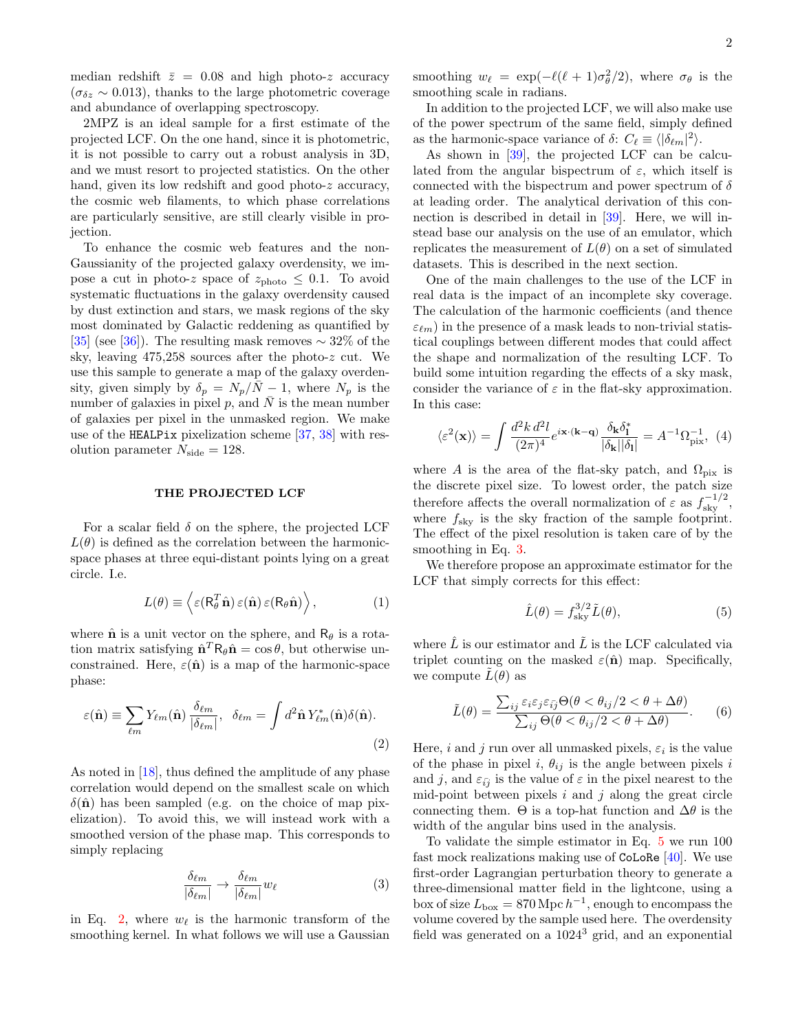median redshift $\bar{z} = 0.08$ and high photo-$z$ accuracy ($\sigma_{\delta z} \sim 0.013$), thanks to the large photometric coverage and abundance of overlapping spectroscopy.

2MPZ is an ideal sample for a first estimate of the projected LCF. On the one hand, since it is photometric, it is not possible to carry out a robust analysis in 3D, and we must resort to projected statistics. On the other hand, given its low redshift and good photo-$z$ accuracy, the cosmic web filaments, to which phase correlations are particularly sensitive, are still clearly visible in projection.

To enhance the cosmic web features and the non-Gaussianity of the projected galaxy overdensity, we impose a cut in photo-$z$ space of $z_{\rm photo} \leq 0.1$. To avoid systematic fluctuations in the galaxy overdensity caused by dust extinction and stars, we mask regions of the sky most dominated by Galactic reddening as quantified by [35] (see [36]). The resulting mask removes $\sim 32\%$ of the sky, leaving 475,258 sources after the photo-$z$ cut. We use this sample to generate a map of the galaxy overdensity, given simply by $\delta_p = N_p/\bar{N} - 1$, where $N_p$ is the number of galaxies in pixel $p$, and $\bar{N}$ is the mean number of galaxies per pixel in the unmasked region. We make use of the `HEALPix` pixelization scheme [37, 38] with resolution parameter $N_{\rm side} = 128$.

## THE PROJECTED LCF

For a scalar field $\delta$ on the sphere, the projected LCF $L(\theta)$ is defined as the correlation between the harmonic-space phases at three equi-distant points lying on a great circle. I.e.

$$L(\theta) \equiv \left\langle \varepsilon(\mathsf{R}_\theta^T\hat{\mathbf{n}})\,\varepsilon(\hat{\mathbf{n}})\,\varepsilon(\mathsf{R}_\theta\hat{\mathbf{n}})\right\rangle, \tag{1}$$

where $\hat{\mathbf{n}}$ is a unit vector on the sphere, and $\mathsf{R}_\theta$ is a rotation matrix satisfying $\hat{\mathbf{n}}^T\mathsf{R}_\theta\hat{\mathbf{n}} = \cos\theta$, but otherwise unconstrained. Here, $\varepsilon(\hat{\mathbf{n}})$ is a map of the harmonic-space phase:

$$\varepsilon(\hat{\mathbf{n}}) \equiv \sum_{\ell m} Y_{\ell m}(\hat{\mathbf{n}})\,\frac{\delta_{\ell m}}{|\delta_{\ell m}|}, \quad \delta_{\ell m} = \int d^2\hat{\mathbf{n}}\,Y^*_{\ell m}(\hat{\mathbf{n}})\delta(\hat{\mathbf{n}}). \tag{2}$$

As noted in [18], thus defined the amplitude of any phase correlation would depend on the smallest scale on which $\delta(\hat{\mathbf{n}})$ has been sampled (e.g. on the choice of map pixelization). To avoid this, we will instead work with a smoothed version of the phase map. This corresponds to simply replacing

$$\frac{\delta_{\ell m}}{|\delta_{\ell m}|} \rightarrow \frac{\delta_{\ell m}}{|\delta_{\ell m}|}w_\ell \tag{3}$$

in Eq. 2, where $w_\ell$ is the harmonic transform of the smoothing kernel. In what follows we will use a Gaussian smoothing $w_\ell = \exp(-\ell(\ell+1)\sigma_\theta^2/2)$, where $\sigma_\theta$ is the smoothing scale in radians.

In addition to the projected LCF, we will also make use of the power spectrum of the same field, simply defined as the harmonic-space variance of $\delta$: $C_\ell \equiv \langle|\delta_{\ell m}|^2\rangle$.

As shown in [39], the projected LCF can be calculated from the angular bispectrum of $\varepsilon$, which itself is connected with the bispectrum and power spectrum of $\delta$ at leading order. The analytical derivation of this connection is described in detail in [39]. Here, we will instead base our analysis on the use of an emulator, which replicates the measurement of $L(\theta)$ on a set of simulated datasets. This is described in the next section.

One of the main challenges to the use of the LCF in real data is the impact of an incomplete sky coverage. The calculation of the harmonic coefficients (and thence $\varepsilon_{\ell m}$) in the presence of a mask leads to non-trivial statistical couplings between different modes that could affect the shape and normalization of the resulting LCF. To build some intuition regarding the effects of a sky mask, consider the variance of $\varepsilon$ in the flat-sky approximation. In this case:

$$\langle\varepsilon^2(\mathbf{x})\rangle = \int\frac{d^2k\,d^2l}{(2\pi)^4}e^{i\mathbf{x}\cdot(\mathbf{k}-\mathbf{q})}\frac{\delta_{\mathbf{k}}\delta^*_{\mathbf{l}}}{|\delta_{\mathbf{k}}||\delta_{\mathbf{l}}|} = A^{-1}\Omega^{-1}_{\rm pix}, \tag{4}$$

where $A$ is the area of the flat-sky patch, and $\Omega_{\rm pix}$ is the discrete pixel size. To lowest order, the patch size therefore affects the overall normalization of $\varepsilon$ as $f_{\rm sky}^{-1/2}$, where $f_{\rm sky}$ is the sky fraction of the sample footprint. The effect of the pixel resolution is taken care of by the smoothing in Eq. 3.

We therefore propose an approximate estimator for the LCF that simply corrects for this effect:

$$\hat{L}(\theta) = f_{\rm sky}^{3/2}\tilde{L}(\theta), \tag{5}$$

where $\hat{L}$ is our estimator and $\tilde{L}$ is the LCF calculated via triplet counting on the masked $\varepsilon(\hat{\mathbf{n}})$ map. Specifically, we compute $\tilde{L}(\theta)$ as

$$\tilde{L}(\theta) = \frac{\sum_{ij}\varepsilon_i\varepsilon_j\varepsilon_{\bar{ij}}\Theta(\theta<\theta_{ij}/2<\theta+\Delta\theta)}{\sum_{ij}\Theta(\theta<\theta_{ij}/2<\theta+\Delta\theta)}. \tag{6}$$

Here, $i$ and $j$ run over all unmasked pixels, $\varepsilon_i$ is the value of the phase in pixel $i$, $\theta_{ij}$ is the angle between pixels $i$ and $j$, and $\varepsilon_{\bar{ij}}$ is the value of $\varepsilon$ in the pixel nearest to the mid-point between pixels $i$ and $j$ along the great circle connecting them. $\Theta$ is a top-hat function and $\Delta\theta$ is the width of the angular bins used in the analysis.

To validate the simple estimator in Eq. 5 we run 100 fast mock realizations making use of `CoLoRe` [40]. We use first-order Lagrangian perturbation theory to generate a three-dimensional matter field in the lightcone, using a box of size $L_{\rm box} = 870\,{\rm Mpc}\,h^{-1}$, enough to encompass the volume covered by the sample used here. The overdensity field was generated on a $1024^3$ grid, and an exponential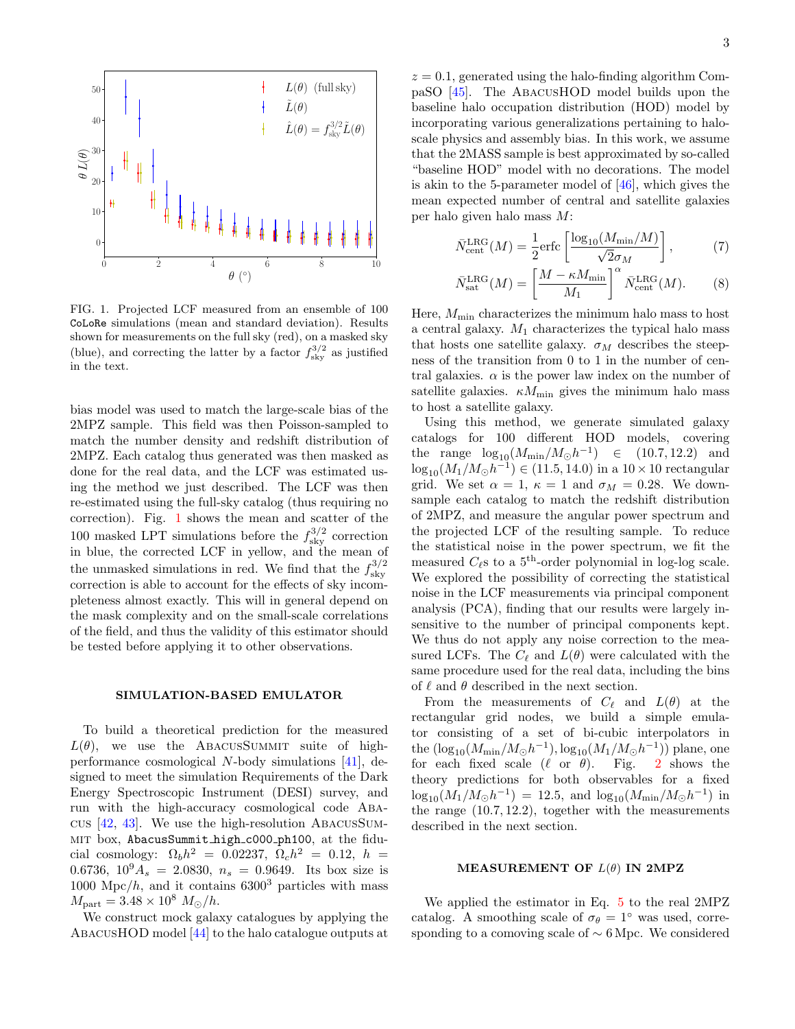FIG. 1. Projected LCF measured from an ensemble of 100 CoLoRe simulations (mean and standard deviation). Results shown for measurements on the full sky (red), on a masked sky (blue), and correcting the latter by a factor $f_{\rm sky}^{3/2}$ as justified in the text.

bias model was used to match the large-scale bias of the 2MPZ sample. This field was then Poisson-sampled to match the number density and redshift distribution of 2MPZ. Each catalog thus generated was then masked as done for the real data, and the LCF was estimated using the method we just described. The LCF was then re-estimated using the full-sky catalog (thus requiring no correction). Fig. 1 shows the mean and scatter of the 100 masked LPT simulations before the $f_{\rm sky}^{3/2}$ correction in blue, the corrected LCF in yellow, and the mean of the unmasked simulations in red. We find that the $f_{\rm sky}^{3/2}$ correction is able to account for the effects of sky incompleteness almost exactly. This will in general depend on the mask complexity and on the small-scale correlations of the field, and thus the validity of this estimator should be tested before applying it to other observations.

## SIMULATION-BASED EMULATOR

To build a theoretical prediction for the measured $L(\theta)$, we use the AbacusSummit suite of high-performance cosmological $N$-body simulations [41], designed to meet the simulation Requirements of the Dark Energy Spectroscopic Instrument (DESI) survey, and run with the high-accuracy cosmological code Abacus [42, 43]. We use the high-resolution AbacusSummit box, AbacusSummit_high_c000_ph100, at the fiducial cosmology: $\Omega_b h^2 = 0.02237$, $\Omega_c h^2 = 0.12$, $h = 0.6736$, $10^9 A_s = 2.0830$, $n_s = 0.9649$. Its box size is $1000$ Mpc$/h$, and it contains $6300^3$ particles with mass $M_{\rm part} = 3.48 \times 10^8\ M_\odot/h$.

We construct mock galaxy catalogues by applying the AbacusHOD model [44] to the halo catalogue outputs at $z = 0.1$, generated using the halo-finding algorithm CompaSO [45]. The AbacusHOD model builds upon the baseline halo occupation distribution (HOD) model by incorporating various generalizations pertaining to halo-scale physics and assembly bias. In this work, we assume that the 2MASS sample is best approximated by so-called "baseline HOD" model with no decorations. The model is akin to the 5-parameter model of [46], which gives the mean expected number of central and satellite galaxies per halo given halo mass $M$:

$$\bar{N}_{\rm cent}^{\rm LRG}(M) = \frac{1}{2}{\rm erfc}\left[\frac{\log_{10}(M_{\rm min}/M)}{\sqrt{2}\sigma_M}\right], \tag{7}$$

$$\bar{N}_{\rm sat}^{\rm LRG}(M) = \left[\frac{M - \kappa M_{\rm min}}{M_1}\right]^{\alpha} \bar{N}_{\rm cent}^{\rm LRG}(M). \tag{8}$$

Here, $M_{\rm min}$ characterizes the minimum halo mass to host a central galaxy. $M_1$ characterizes the typical halo mass that hosts one satellite galaxy. $\sigma_M$ describes the steepness of the transition from 0 to 1 in the number of central galaxies. $\alpha$ is the power law index on the number of satellite galaxies. $\kappa M_{\rm min}$ gives the minimum halo mass to host a satellite galaxy.

Using this method, we generate simulated galaxy catalogs for 100 different HOD models, covering the range $\log_{10}(M_{\rm min}/M_\odot h^{-1}) \in (10.7, 12.2)$ and $\log_{10}(M_1/M_\odot h^{-1}) \in (11.5, 14.0)$ in a $10\times 10$ rectangular grid. We set $\alpha = 1$, $\kappa = 1$ and $\sigma_M = 0.28$. We downsample each catalog to match the redshift distribution of 2MPZ, and measure the angular power spectrum and the projected LCF of the resulting sample. To reduce the statistical noise in the power spectrum, we fit the measured $C_\ell$s to a $5^{\rm th}$-order polynomial in log-log scale. We explored the possibility of correcting the statistical noise in the LCF measurements via principal component analysis (PCA), finding that our results were largely insensitive to the number of principal components kept. We thus do not apply any noise correction to the measured LCFs. The $C_\ell$ and $L(\theta)$ were calculated with the same procedure used for the real data, including the bins of $\ell$ and $\theta$ described in the next section.

From the measurements of $C_\ell$ and $L(\theta)$ at the rectangular grid nodes, we build a simple emulator consisting of a set of bi-cubic interpolators in the $(\log_{10}(M_{\rm min}/M_\odot h^{-1}), \log_{10}(M_1/M_\odot h^{-1}))$ plane, one for each fixed scale ($\ell$ or $\theta$). Fig. 2 shows the theory predictions for both observables for a fixed $\log_{10}(M_1/M_\odot h^{-1}) = 12.5$, and $\log_{10}(M_{\rm min}/M_\odot h^{-1})$ in the range $(10.7, 12.2)$, together with the measurements described in the next section.

## MEASUREMENT OF $L(\theta)$ IN 2MPZ

We applied the estimator in Eq. 5 to the real 2MPZ catalog. A smoothing scale of $\sigma_\theta = 1^\circ$ was used, corresponding to a comoving scale of $\sim 6$ Mpc. We considered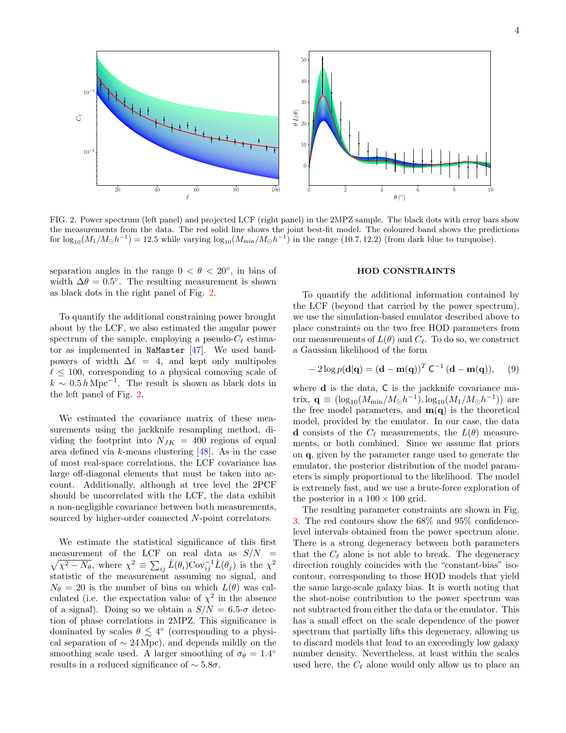FIG. 2. Power spectrum (left panel) and projected LCF (right panel) in the 2MPZ sample. The black dots with error bars show the measurements from the data. The red solid line shows the joint best-fit model. The coloured band shows the predictions for $\log_{10}(M_1/M_\odot h^{-1}) = 12.5$ while varying $\log_{10}(M_{\rm min}/M_\odot h^{-1})$ in the range (10.7, 12.2) (from dark blue to turquoise).

separation angles in the range $0 < \theta < 20^\circ$, in bins of width $\Delta\theta = 0.5^\circ$. The resulting measurement is shown as black dots in the right panel of Fig. 2.

To quantify the additional constraining power brought about by the LCF, we also estimated the angular power spectrum of the sample, employing a pseudo-$C_\ell$ estimator as implemented in NaMaster [47]. We used bandpowers of width $\Delta\ell = 4$, and kept only multipoles $\ell \leq 100$, corresponding to a physical comoving scale of $k \sim 0.5\,h\,{\rm Mpc}^{-1}$. The result is shown as black dots in the left panel of Fig. 2.

We estimated the covariance matrix of these measurements using the jackknife resampling method, dividing the footprint into $N_{JK} = 400$ regions of equal area defined via $k$-means clustering [48]. As in the case of most real-space correlations, the LCF covariance has large off-diagonal elements that must be taken into account. Additionally, although at tree level the 2PCF should be uncorrelated with the LCF, the data exhibit a non-negligible covariance between both measurements, sourced by higher-order connected $N$-point correlators.

We estimate the statistical significance of this first measurement of the LCF on real data as $S/N = \sqrt{\chi^2 - N_\theta}$, where $\chi^2 \equiv \sum_{ij} \hat{L}(\theta_i){\rm Cov}^{-1}_{ij}\hat{L}(\theta_j)$ is the $\chi^2$ statistic of the measurement assuming no signal, and $N_\theta = 20$ is the number of bins on which $L(\theta)$ was calculated (i.e. the expectation value of $\chi^2$ in the absence of a signal). Doing so we obtain a $S/N = 6.5$-$\sigma$ detection of phase correlations in 2MPZ. This significance is dominated by scales $\theta \lesssim 4^\circ$ (corresponding to a physical separation of $\sim 24\,{\rm Mpc}$), and depends mildly on the smoothing scale used. A larger smoothing of $\sigma_\theta = 1.4^\circ$ results in a reduced significance of $\sim 5.8\sigma$.

## HOD CONSTRAINTS

To quantify the additional information contained by the LCF (beyond that carried by the power spectrum), we use the simulation-based emulator described above to place constraints on the two free HOD parameters from our measurements of $L(\theta)$ and $C_\ell$. To do so, we construct a Gaussian likelihood of the form

$$-2\log p(\mathbf{d}|\mathbf{q}) = (\mathbf{d} - \mathbf{m}(\mathbf{q}))^T\,\mathsf{C}^{-1}\,(\mathbf{d} - \mathbf{m}(\mathbf{q})), \tag{9}$$

where $\mathbf{d}$ is the data, $\mathsf{C}$ is the jackknife covariance matrix, $\mathbf{q} \equiv (\log_{10}(M_{\rm min}/M_\odot h^{-1}), \log_{10}(M_1/M_\odot h^{-1}))$ are the free model parameters, and $\mathbf{m}(\mathbf{q})$ is the theoretical model, provided by the emulator. In our case, the data $\mathbf{d}$ consists of the $C_\ell$ measurements, the $L(\theta)$ measurements, or both combined. Since we assume flat priors on $\mathbf{q}$, given by the parameter range used to generate the emulator, the posterior distribution of the model parameters is simply proportional to the likelihood. The model is extremely fast, and we use a brute-force exploration of the posterior in a $100 \times 100$ grid.

The resulting parameter constraints are shown in Fig. 3. The red contours show the 68% and 95% confidence-level intervals obtained from the power spectrum alone. There is a strong degeneracy between both parameters that the $C_\ell$ alone is not able to break. The degeneracy direction roughly coincides with the "constant-bias" iso-contour, corresponding to those HOD models that yield the same large-scale galaxy bias. It is worth noting that the shot-noise contribution to the power spectrum was not subtracted from either the data or the emulator. This has a small effect on the scale dependence of the power spectrum that partially lifts this degeneracy, allowing us to discard models that lead to an exceedingly low galaxy number density. Nevertheless, at least within the scales used here, the $C_\ell$ alone would only allow us to place an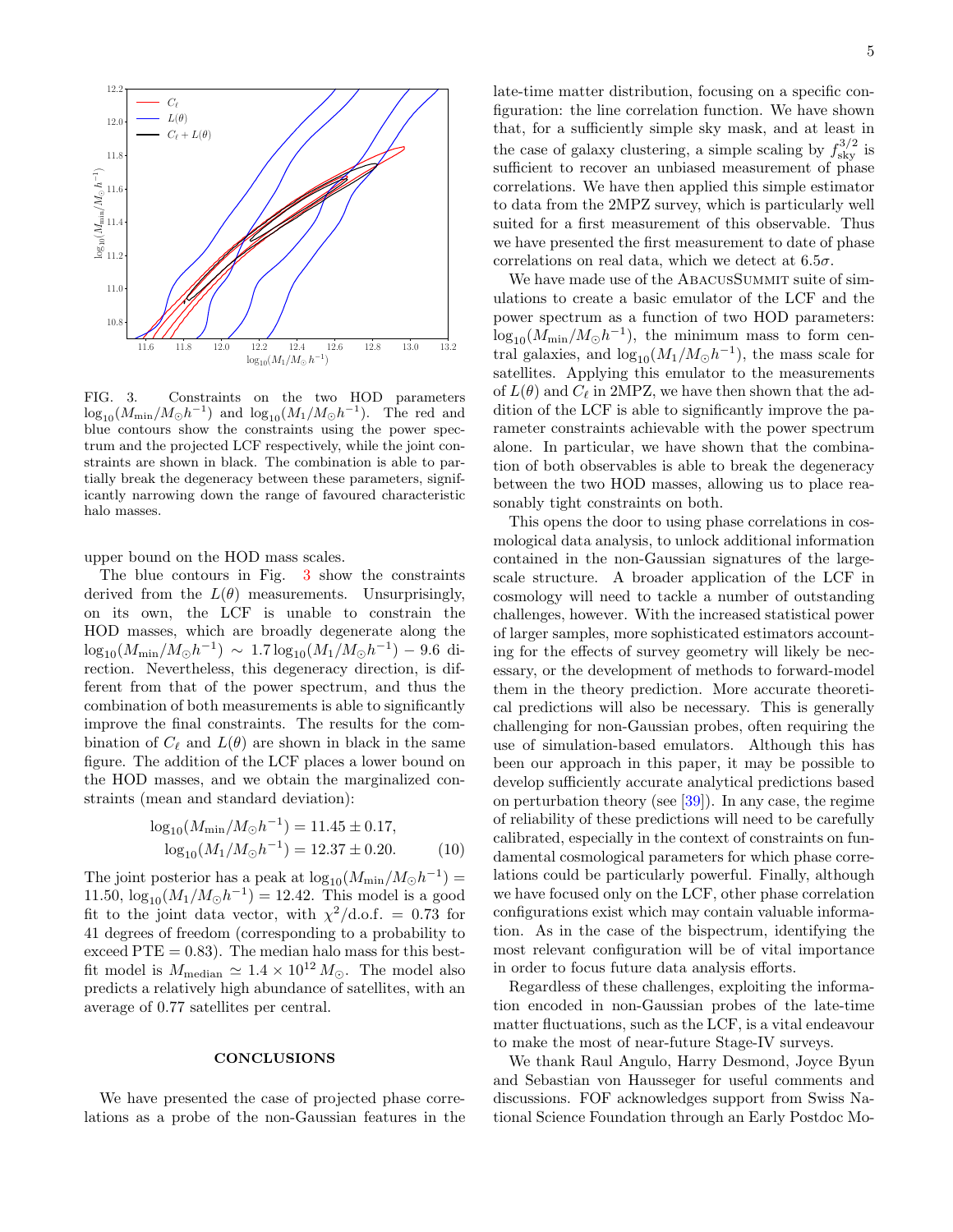FIG. 3. Constraints on the two HOD parameters $\log_{10}(M_{\rm min}/M_\odot h^{-1})$ and $\log_{10}(M_1/M_\odot h^{-1})$. The red and blue contours show the constraints using the power spectrum and the projected LCF respectively, while the joint constraints are shown in black. The combination is able to partially break the degeneracy between these parameters, significantly narrowing down the range of favoured characteristic halo masses.

upper bound on the HOD mass scales.

The blue contours in Fig. 3 show the constraints derived from the $L(\theta)$ measurements. Unsurprisingly, on its own, the LCF is unable to constrain the HOD masses, which are broadly degenerate along the $\log_{10}(M_{\rm min}/M_\odot h^{-1}) \sim 1.7\log_{10}(M_1/M_\odot h^{-1}) - 9.6$ direction. Nevertheless, this degeneracy direction, is different from that of the power spectrum, and thus the combination of both measurements is able to significantly improve the final constraints. The results for the combination of $C_\ell$ and $L(\theta)$ are shown in black in the same figure. The addition of the LCF places a lower bound on the HOD masses, and we obtain the marginalized constraints (mean and standard deviation):

$$\log_{10}(M_{\rm min}/M_\odot h^{-1}) = 11.45 \pm 0.17,$$
$$\log_{10}(M_1/M_\odot h^{-1}) = 12.37 \pm 0.20. \quad (10)$$

The joint posterior has a peak at $\log_{10}(M_{\rm min}/M_\odot h^{-1}) = 11.50$, $\log_{10}(M_1/M_\odot h^{-1}) = 12.42$. This model is a good fit to the joint data vector, with $\chi^2/\text{d.o.f.} = 0.73$ for 41 degrees of freedom (corresponding to a probability to exceed PTE $= 0.83$). The median halo mass for this best-fit model is $M_{\rm median} \simeq 1.4 \times 10^{12}\, M_\odot$. The model also predicts a relatively high abundance of satellites, with an average of 0.77 satellites per central.

## CONCLUSIONS

We have presented the case of projected phase correlations as a probe of the non-Gaussian features in the late-time matter distribution, focusing on a specific configuration: the line correlation function. We have shown that, for a sufficiently simple sky mask, and at least in the case of galaxy clustering, a simple scaling by $f_{\rm sky}^{3/2}$ is sufficient to recover an unbiased measurement of phase correlations. We have then applied this simple estimator to data from the 2MPZ survey, which is particularly well suited for a first measurement of this observable. Thus we have presented the first measurement to date of phase correlations on real data, which we detect at $6.5\sigma$.

We have made use of the AbacusSummit suite of simulations to create a basic emulator of the LCF and the power spectrum as a function of two HOD parameters: $\log_{10}(M_{\rm min}/M_\odot h^{-1})$, the minimum mass to form central galaxies, and $\log_{10}(M_1/M_\odot h^{-1})$, the mass scale for satellites. Applying this emulator to the measurements of $L(\theta)$ and $C_\ell$ in 2MPZ, we have then shown that the addition of the LCF is able to significantly improve the parameter constraints achievable with the power spectrum alone. In particular, we have shown that the combination of both observables is able to break the degeneracy between the two HOD masses, allowing us to place reasonably tight constraints on both.

This opens the door to using phase correlations in cosmological data analysis, to unlock additional information contained in the non-Gaussian signatures of the large-scale structure. A broader application of the LCF in cosmology will need to tackle a number of outstanding challenges, however. With the increased statistical power of larger samples, more sophisticated estimators accounting for the effects of survey geometry will likely be necessary, or the development of methods to forward-model them in the theory prediction. More accurate theoretical predictions will also be necessary. This is generally challenging for non-Gaussian probes, often requiring the use of simulation-based emulators. Although this has been our approach in this paper, it may be possible to develop sufficiently accurate analytical predictions based on perturbation theory (see [39]). In any case, the regime of reliability of these predictions will need to be carefully calibrated, especially in the context of constraints on fundamental cosmological parameters for which phase correlations could be particularly powerful. Finally, although we have focused only on the LCF, other phase correlation configurations exist which may contain valuable information. As in the case of the bispectrum, identifying the most relevant configuration will be of vital importance in order to focus future data analysis efforts.

Regardless of these challenges, exploiting the information encoded in non-Gaussian probes of the late-time matter fluctuations, such as the LCF, is a vital endeavour to make the most of near-future Stage-IV surveys.

We thank Raul Angulo, Harry Desmond, Joyce Byun and Sebastian von Hausseger for useful comments and discussions. FOF acknowledges support from Swiss National Science Foundation through an Early Postdoc Mo-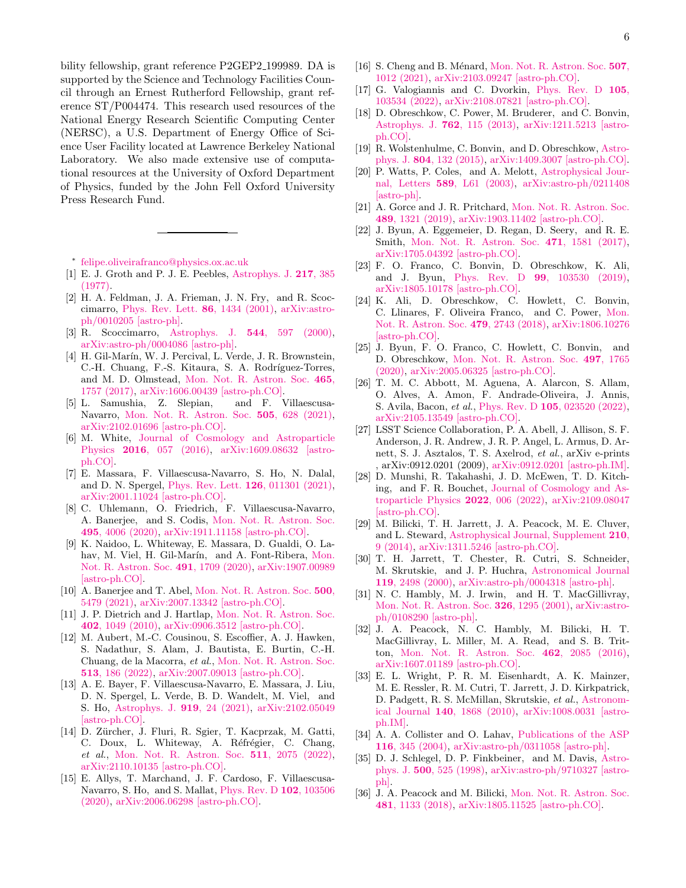bility fellowship, grant reference P2GEP2_199989. DA is supported by the Science and Technology Facilities Council through an Ernest Rutherford Fellowship, grant reference ST/P004474. This research used resources of the National Energy Research Scientific Computing Center (NERSC), a U.S. Department of Energy Office of Science User Facility located at Lawrence Berkeley National Laboratory. We also made extensive use of computational resources at the University of Oxford Department of Physics, funded by the John Fell Oxford University Press Research Fund.

---

\* felipe.oliveirafranco@physics.ox.ac.uk

[1] E. J. Groth and P. J. E. Peebles, Astrophys. J. **217**, 385 (1977).

[2] H. A. Feldman, J. A. Frieman, J. N. Fry, and R. Scoccimarro, Phys. Rev. Lett. **86**, 1434 (2001), arXiv:astro-ph/0010205 [astro-ph].

[3] R. Scoccimarro, Astrophys. J. **544**, 597 (2000), arXiv:astro-ph/0004086 [astro-ph].

[4] H. Gil-Marín, W. J. Percival, L. Verde, J. R. Brownstein, C.-H. Chuang, F.-S. Kitaura, S. A. Rodríguez-Torres, and M. D. Olmstead, Mon. Not. R. Astron. Soc. **465**, 1757 (2017), arXiv:1606.00439 [astro-ph.CO].

[5] L. Samushia, Z. Slepian, and F. Villaescusa-Navarro, Mon. Not. R. Astron. Soc. **505**, 628 (2021), arXiv:2102.01696 [astro-ph.CO].

[6] M. White, Journal of Cosmology and Astroparticle Physics **2016**, 057 (2016), arXiv:1609.08632 [astro-ph.CO].

[7] E. Massara, F. Villaescusa-Navarro, S. Ho, N. Dalal, and D. N. Spergel, Phys. Rev. Lett. **126**, 011301 (2021), arXiv:2001.11024 [astro-ph.CO].

[8] C. Uhlemann, O. Friedrich, F. Villaescusa-Navarro, A. Banerjee, and S. Codis, Mon. Not. R. Astron. Soc. **495**, 4006 (2020), arXiv:1911.11158 [astro-ph.CO].

[9] K. Naidoo, L. Whiteway, E. Massara, D. Gualdi, O. Lahav, M. Viel, H. Gil-Marín, and A. Font-Ribera, Mon. Not. R. Astron. Soc. **491**, 1709 (2020), arXiv:1907.00989 [astro-ph.CO].

[10] A. Banerjee and T. Abel, Mon. Not. R. Astron. Soc. **500**, 5479 (2021), arXiv:2007.13342 [astro-ph.CO].

[11] J. P. Dietrich and J. Hartlap, Mon. Not. R. Astron. Soc. **402**, 1049 (2010), arXiv:0906.3512 [astro-ph.CO].

[12] M. Aubert, M.-C. Cousinou, S. Escoffier, A. J. Hawken, S. Nadathur, S. Alam, J. Bautista, E. Burtin, C.-H. Chuang, de la Macorra, *et al.*, Mon. Not. R. Astron. Soc. **513**, 186 (2022), arXiv:2007.09013 [astro-ph.CO].

[13] A. E. Bayer, F. Villaescusa-Navarro, E. Massara, J. Liu, D. N. Spergel, L. Verde, B. D. Wandelt, M. Viel, and S. Ho, Astrophys. J. **919**, 24 (2021), arXiv:2102.05049 [astro-ph.CO].

[14] D. Zürcher, J. Fluri, R. Sgier, T. Kacprzak, M. Gatti, C. Doux, L. Whiteway, A. Réfrégier, C. Chang, *et al.*, Mon. Not. R. Astron. Soc. **511**, 2075 (2022), arXiv:2110.10135 [astro-ph.CO].

[15] E. Allys, T. Marchand, J. F. Cardoso, F. Villaescusa-Navarro, S. Ho, and S. Mallat, Phys. Rev. D **102**, 103506 (2020), arXiv:2006.06298 [astro-ph.CO].

[16] S. Cheng and B. Ménard, Mon. Not. R. Astron. Soc. **507**, 1012 (2021), arXiv:2103.09247 [astro-ph.CO].

[17] G. Valogiannis and C. Dvorkin, Phys. Rev. D **105**, 103534 (2022), arXiv:2108.07821 [astro-ph.CO].

[18] D. Obreschkow, C. Power, M. Bruderer, and C. Bonvin, Astrophys. J. **762**, 115 (2013), arXiv:1211.5213 [astro-ph.CO].

[19] R. Wolstenhulme, C. Bonvin, and D. Obreschkow, Astrophys. J. **804**, 132 (2015), arXiv:1409.3007 [astro-ph.CO].

[20] P. Watts, P. Coles, and A. Melott, Astrophysical Journal, Letters **589**, L61 (2003), arXiv:astro-ph/0211408 [astro-ph].

[21] A. Gorce and J. R. Pritchard, Mon. Not. R. Astron. Soc. **489**, 1321 (2019), arXiv:1903.11402 [astro-ph.CO].

[22] J. Byun, A. Eggemeier, D. Regan, D. Seery, and R. E. Smith, Mon. Not. R. Astron. Soc. **471**, 1581 (2017), arXiv:1705.04392 [astro-ph.CO].

[23] F. O. Franco, C. Bonvin, D. Obreschkow, K. Ali, and J. Byun, Phys. Rev. D **99**, 103530 (2019), arXiv:1805.10178 [astro-ph.CO].

[24] K. Ali, D. Obreschkow, C. Howlett, C. Bonvin, C. Llinares, F. Oliveira Franco, and C. Power, Mon. Not. R. Astron. Soc. **479**, 2743 (2018), arXiv:1806.10276 [astro-ph.CO].

[25] J. Byun, F. O. Franco, C. Howlett, C. Bonvin, and D. Obreschkow, Mon. Not. R. Astron. Soc. **497**, 1765 (2020), arXiv:2005.06325 [astro-ph.CO].

[26] T. M. C. Abbott, M. Aguena, A. Alarcon, S. Allam, O. Alves, A. Amon, F. Andrade-Oliveira, J. Annis, S. Avila, Bacon, *et al.*, Phys. Rev. D **105**, 023520 (2022), arXiv:2105.13549 [astro-ph.CO].

[27] LSST Science Collaboration, P. A. Abell, J. Allison, S. F. Anderson, J. R. Andrew, J. R. P. Angel, L. Armus, D. Arnett, S. J. Asztalos, T. S. Axelrod, *et al.*, arXiv e-prints , arXiv:0912.0201 (2009), arXiv:0912.0201 [astro-ph.IM].

[28] D. Munshi, R. Takahashi, J. D. McEwen, T. D. Kitching, and F. R. Bouchet, Journal of Cosmology and Astroparticle Physics **2022**, 006 (2022), arXiv:2109.08047 [astro-ph.CO].

[29] M. Bilicki, T. H. Jarrett, J. A. Peacock, M. E. Cluver, and L. Steward, Astrophysical Journal, Supplement **210**, 9 (2014), arXiv:1311.5246 [astro-ph.CO].

[30] T. H. Jarrett, T. Chester, R. Cutri, S. Schneider, M. Skrutskie, and J. P. Huchra, Astronomical Journal **119**, 2498 (2000), arXiv:astro-ph/0004318 [astro-ph].

[31] N. C. Hambly, M. J. Irwin, and H. T. MacGillivray, Mon. Not. R. Astron. Soc. **326**, 1295 (2001), arXiv:astro-ph/0108290 [astro-ph].

[32] J. A. Peacock, N. C. Hambly, M. Bilicki, H. T. MacGillivray, L. Miller, M. A. Read, and S. B. Tritton, Mon. Not. R. Astron. Soc. **462**, 2085 (2016), arXiv:1607.01189 [astro-ph.CO].

[33] E. L. Wright, P. R. M. Eisenhardt, A. K. Mainzer, M. E. Ressler, R. M. Cutri, T. Jarrett, J. D. Kirkpatrick, D. Padgett, R. S. McMillan, Skrutskie, *et al.*, Astronomical Journal **140**, 1868 (2010), arXiv:1008.0031 [astro-ph.IM].

[34] A. A. Collister and O. Lahav, Publications of the ASP **116**, 345 (2004), arXiv:astro-ph/0311058 [astro-ph].

[35] D. J. Schlegel, D. P. Finkbeiner, and M. Davis, Astrophys. J. **500**, 525 (1998), arXiv:astro-ph/9710327 [astro-ph].

[36] J. A. Peacock and M. Bilicki, Mon. Not. R. Astron. Soc. **481**, 1133 (2018), arXiv:1805.11525 [astro-ph.CO].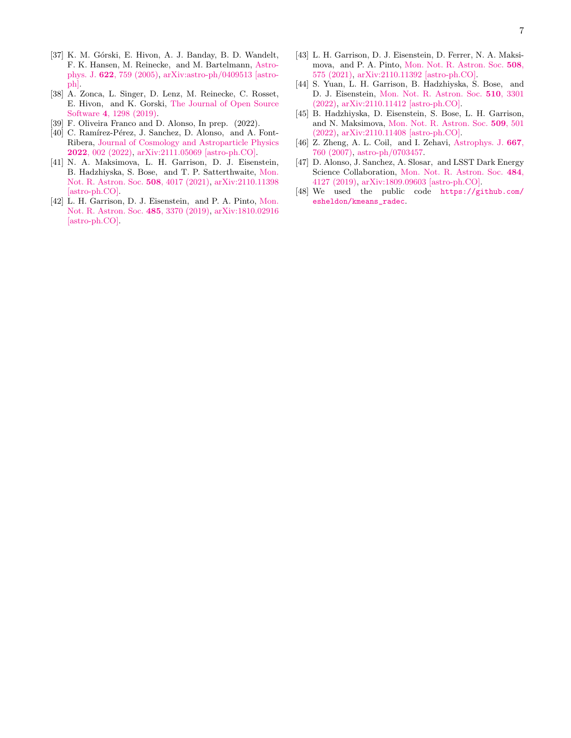[37] K. M. Górski, E. Hivon, A. J. Banday, B. D. Wandelt, F. K. Hansen, M. Reinecke, and M. Bartelmann, Astrophys. J. **622**, 759 (2005), arXiv:astro-ph/0409513 [astro-ph].

[38] A. Zonca, L. Singer, D. Lenz, M. Reinecke, C. Rosset, E. Hivon, and K. Gorski, The Journal of Open Source Software **4**, 1298 (2019).

[39] F. Oliveira Franco and D. Alonso, In prep. (2022).

[40] C. Ramírez-Pérez, J. Sanchez, D. Alonso, and A. Font-Ribera, Journal of Cosmology and Astroparticle Physics **2022**, 002 (2022), arXiv:2111.05069 [astro-ph.CO].

[41] N. A. Maksimova, L. H. Garrison, D. J. Eisenstein, B. Hadzhiyska, S. Bose, and T. P. Satterthwaite, Mon. Not. R. Astron. Soc. **508**, 4017 (2021), arXiv:2110.11398 [astro-ph.CO].

[42] L. H. Garrison, D. J. Eisenstein, and P. A. Pinto, Mon. Not. R. Astron. Soc. **485**, 3370 (2019), arXiv:1810.02916 [astro-ph.CO].

[43] L. H. Garrison, D. J. Eisenstein, D. Ferrer, N. A. Maksimova, and P. A. Pinto, Mon. Not. R. Astron. Soc. **508**, 575 (2021), arXiv:2110.11392 [astro-ph.CO].

[44] S. Yuan, L. H. Garrison, B. Hadzhiyska, S. Bose, and D. J. Eisenstein, Mon. Not. R. Astron. Soc. **510**, 3301 (2022), arXiv:2110.11412 [astro-ph.CO].

[45] B. Hadzhiyska, D. Eisenstein, S. Bose, L. H. Garrison, and N. Maksimova, Mon. Not. R. Astron. Soc. **509**, 501 (2022), arXiv:2110.11408 [astro-ph.CO].

[46] Z. Zheng, A. L. Coil, and I. Zehavi, Astrophys. J. **667**, 760 (2007), astro-ph/0703457.

[47] D. Alonso, J. Sanchez, A. Slosar, and LSST Dark Energy Science Collaboration, Mon. Not. R. Astron. Soc. **484**, 4127 (2019), arXiv:1809.09603 [astro-ph.CO].

[48] We used the public code `https://github.com/esheldon/kmeans_radec`.